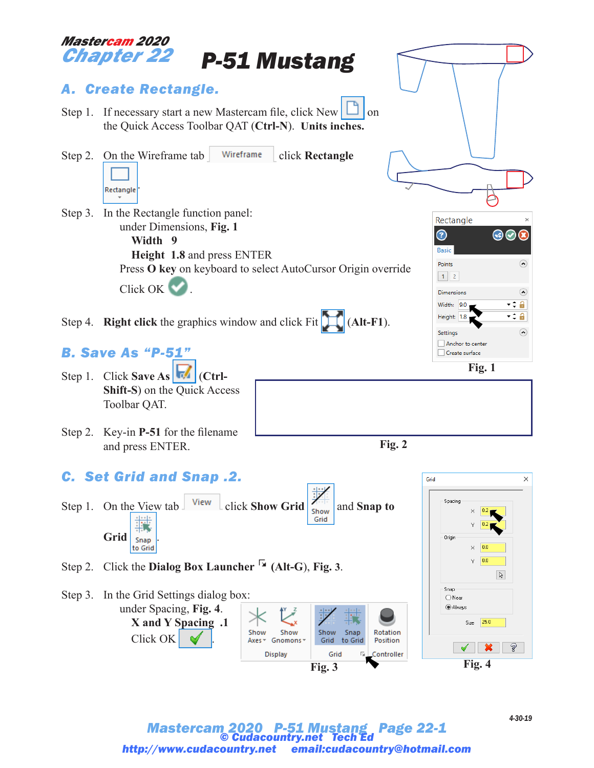# Mastercam 2020
# Chapter 22 P-51 Mustang

## A. Create Rectangle.

Step 1. If necessary start a new Mastercam file, click New on the Quick Access Toolbar QAT (**Ctrl-N**). **Units inches.**

Step 2. On the Wireframe tab Wireframe click **Rectangle** Rectangle.

Step 3. In the Rectangle function panel:
under Dimensions, **Fig. 1**
**Width 9**
**Height 1.8** and press ENTER
Press **O key** on keyboard to select AutoCursor Origin override
Click OK.

Step 4. **Right click** the graphics window and click Fit **(Alt-F1)**.

Rectangle
Basic
Points
1 2
Dimensions
Width: 9.0
Height: 1.8
Settings
Anchor to center
Create surface

**Fig. 1**

## B. Save As "P-51"

Step 1. Click **Save As** (**Ctrl-Shift-S**) on the Quick Access Toolbar QAT.

Step 2. Key-in **P-51** for the filename and press ENTER.

**Fig. 2**

## C. Set Grid and Snap .2.

Step 1. On the View tab View click **Show Grid** Show Grid and **Snap to Grid** Snap to Grid.

Step 2. Click the **Dialog Box Launcher** **(Alt-G)**, **Fig. 3**.

Step 3. In the Grid Settings dialog box:
under Spacing, **Fig. 4**.
**X and Y Spacing .1**
Click OK.

Show Axes, Show Gnomons, Display, Show Grid, Snap to Grid, Grid, Rotation Position, Controller

**Fig. 3**

Grid
Spacing
X 0.2
Y 0.2
Origin
X 0.0
Y 0.0
Snap
Near
Always
Size 25.0

**Fig. 4**

4-30-19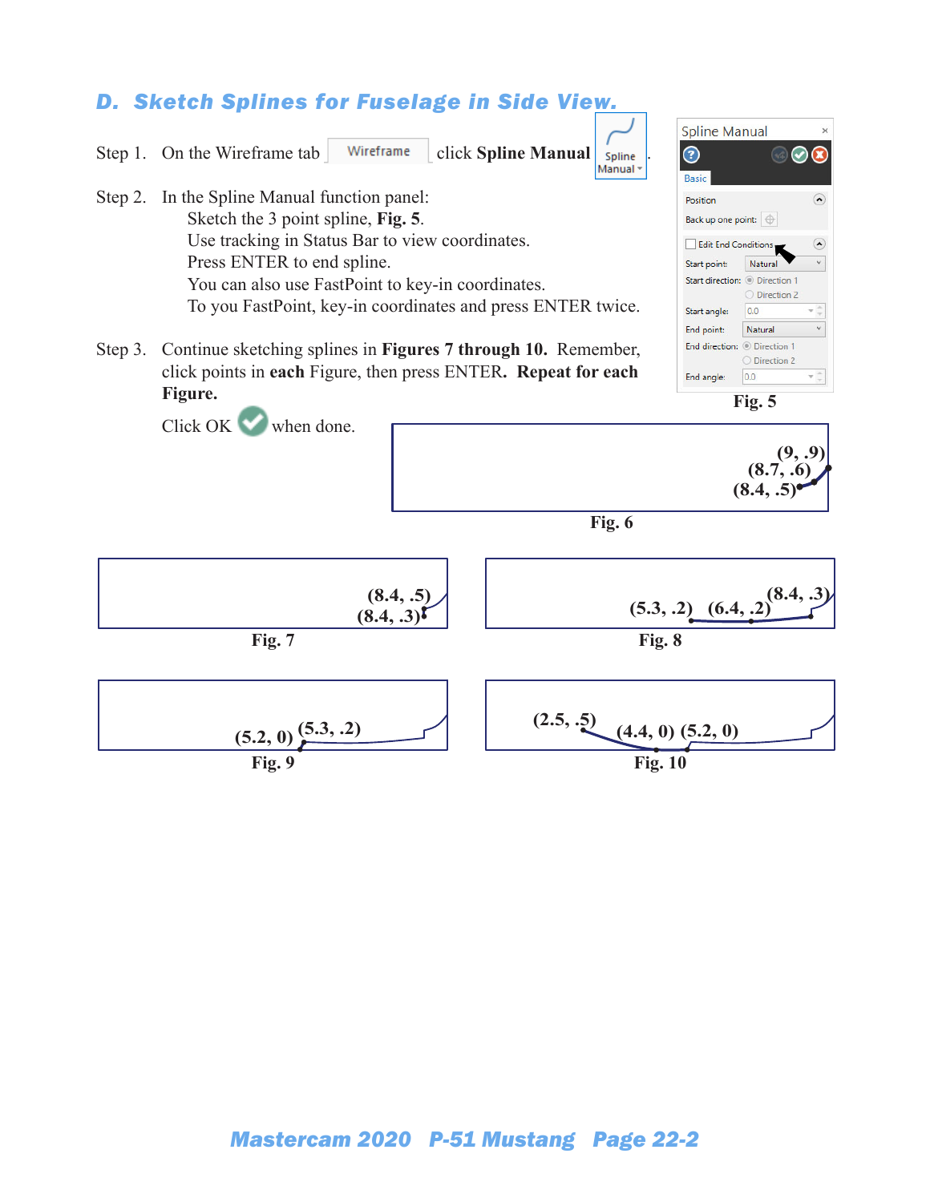## D. Sketch Splines for Fuselage in Side View.

Step 1. On the Wireframe tab Wireframe click **Spline Manual** Spline Manual.

Step 2. In the Spline Manual function panel:
Sketch the 3 point spline, **Fig. 5**.
Use tracking in Status Bar to view coordinates.
Press ENTER to end spline.
You can also use FastPoint to key-in coordinates.
To you FastPoint, key-in coordinates and press ENTER twice.

Step 3. Continue sketching splines in **Figures 7 through 10.** Remember, click points in **each** Figure, then press ENTER. **Repeat for each Figure.**

Click OK when done.

Spline Manual

Basic

Position

Back up one point:

Edit End Conditions

Start point: Natural

Start direction: Direction 1 / Direction 2

Start angle: 0.0

End point: Natural

End direction: Direction 1 / Direction 2

End angle: 0.0

**Fig. 5**

(9, .9)
(8.7, .6)
(8.4, .5)

**Fig. 6**

(8.4, .5)
(8.4, .3)

**Fig. 7**

(5.3, .2) (6.4, .2) (8.4, .3)

**Fig. 8**

(5.2, 0) (5.3, .2)

**Fig. 9**

(2.5, .5) (4.4, 0) (5.2, 0)

**Fig. 10**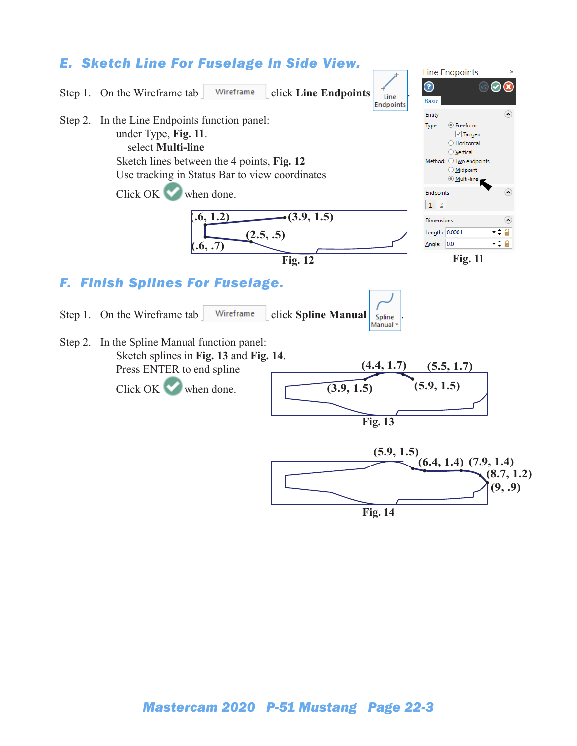## E. Sketch Line For Fuselage In Side View.

Step 1. On the Wireframe tab Wireframe click **Line Endpoints** Line Endpoints.

Step 2. In the Line Endpoints function panel:
under Type, **Fig. 11**.
select **Multi-line**
Sketch lines between the 4 points, **Fig. 12**
Use tracking in Status Bar to view coordinates
Click OK when done.

(.6, 1.2) (3.9, 1.5) (2.5, .5) (.6, .7)

**Fig. 12**

Line Endpoints

Basic

Entity

Type: Freeform, Tangent, Horizontal, Vertical

Method: Two endpoints, Midpoint, Multi-line

Endpoints 1 2

Dimensions

Length: 0.0001

Angle: 0.0

**Fig. 11**

## F. Finish Splines For Fuselage.

Step 1. On the Wireframe tab Wireframe click **Spline Manual** Spline Manual.

Step 2. In the Spline Manual function panel:
Sketch splines in **Fig. 13** and **Fig. 14**.
Press ENTER to end spline
Click OK when done.

(4.4, 1.7) (5.5, 1.7) (3.9, 1.5) (5.9, 1.5)

**Fig. 13**

(5.9, 1.5) (6.4, 1.4) (7.9, 1.4) (8.7, 1.2) (9, .9)

**Fig. 14**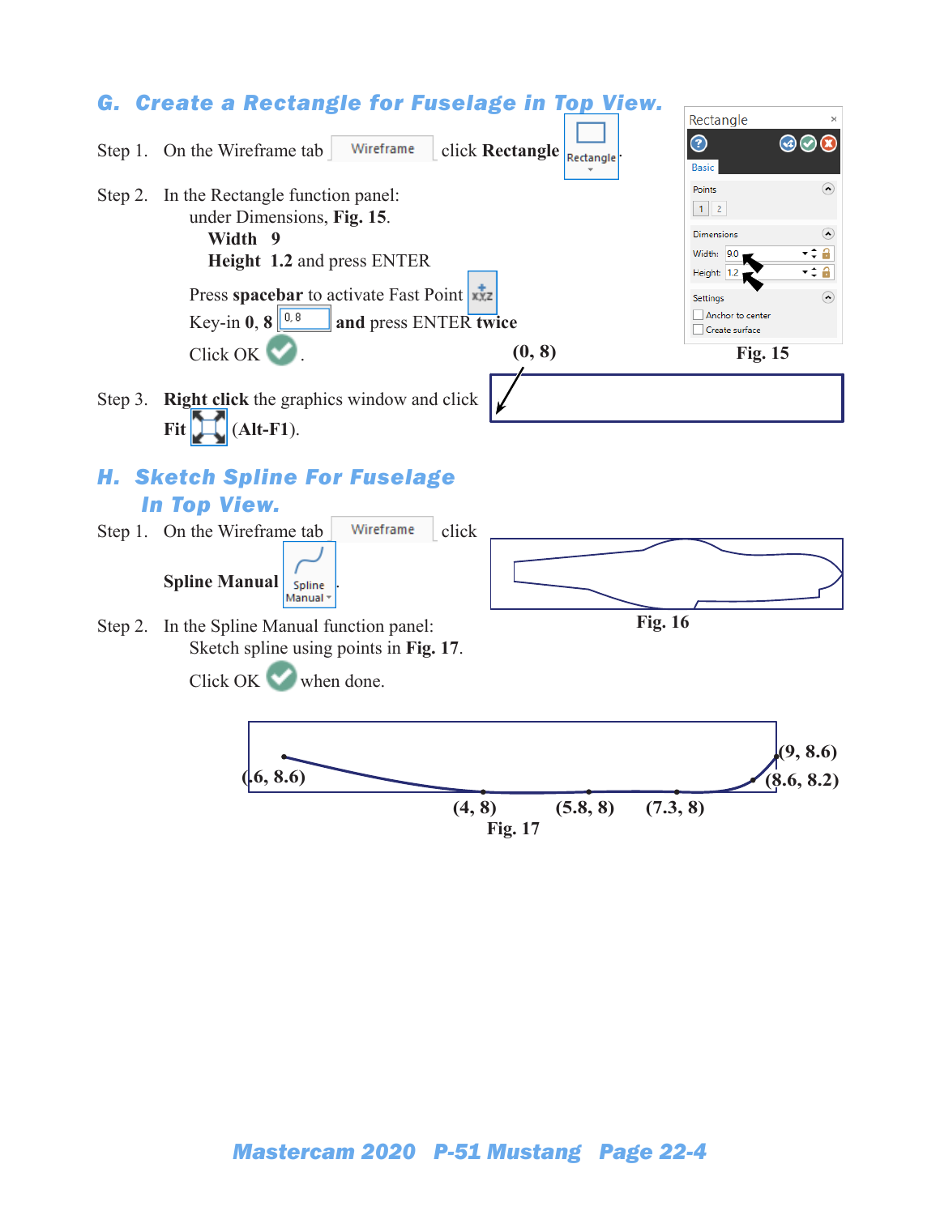## G. Create a Rectangle for Fuselage in Top View.

Step 1. On the Wireframe tab Wireframe click **Rectangle**

Step 2. In the Rectangle function panel:
under Dimensions, **Fig. 15**.
**Width** 9
**Height** 1.2 and press ENTER

Press **spacebar** to activate Fast Point
Key-in **0**, **8** 0, 8 **and** press ENTER **twice**
Click OK.

(0, 8)

Fig. 15

Step 3. **Right click** the graphics window and click **Fit** (**Alt-F1**).

## H. Sketch Spline For Fuselage In Top View.

Step 1. On the Wireframe tab Wireframe click **Spline Manual**.

Fig. 16

Step 2. In the Spline Manual function panel:
Sketch spline using points in **Fig. 17**.
Click OK when done.

(6, 8.6) (4, 8) (5.8, 8) (7.3, 8) (9, 8.6) (8.6, 8.2)

Fig. 17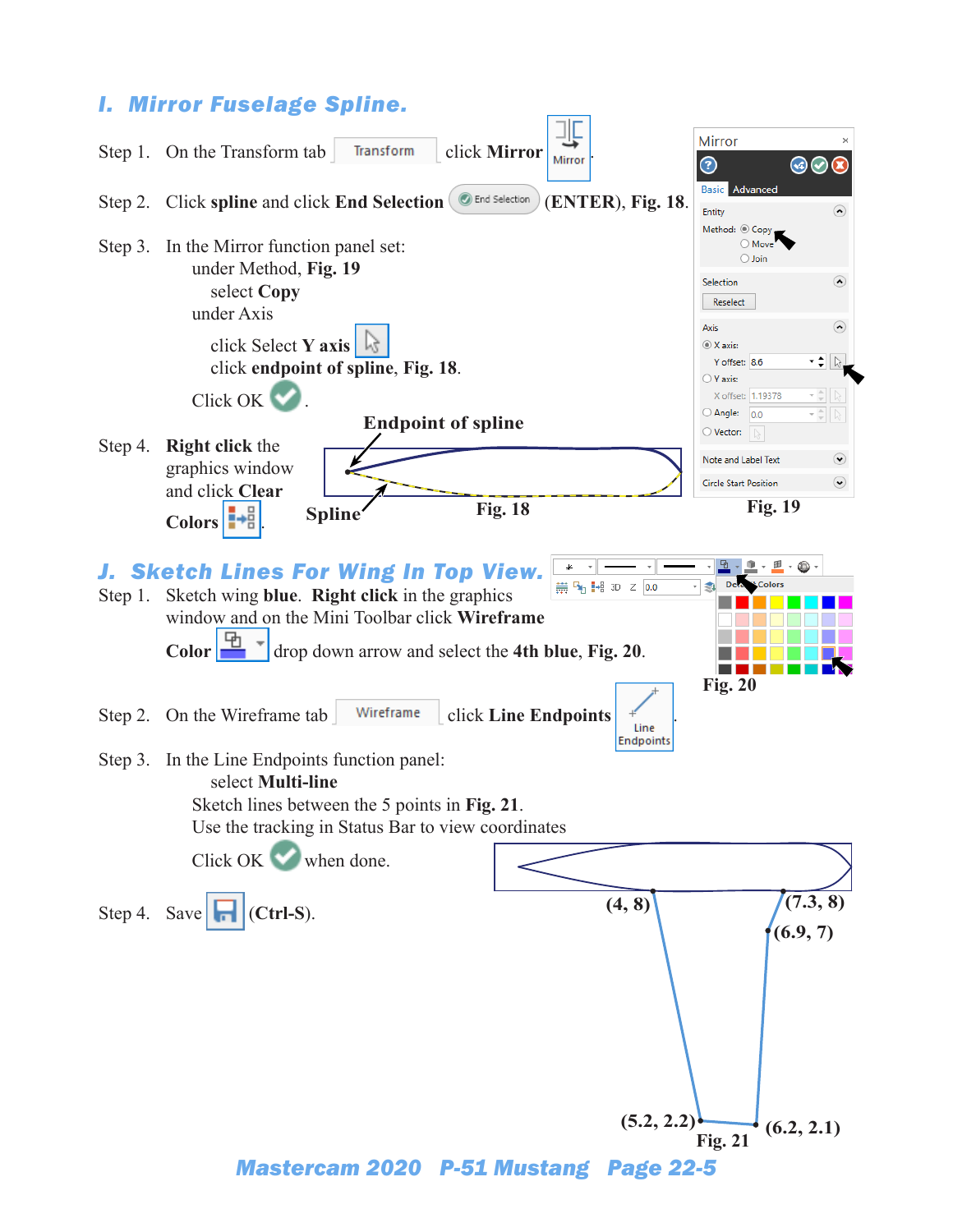## I. Mirror Fuselage Spline.

Step 1. On the Transform tab Transform click **Mirror** Mirror.

Step 2. Click **spline** and click **End Selection** End Selection **(ENTER)**, **Fig. 18**.

Step 3. In the Mirror function panel set:
under Method, **Fig. 19**
select **Copy**
under Axis
click Select **Y axis**
click **endpoint of spline**, **Fig. 18**.
Click OK.

Step 4. **Right click** the graphics window and click **Clear Colors**.

**Endpoint of spline**

**Spline**

**Fig. 18**

**Fig. 19**

## J. Sketch Lines For Wing In Top View.

Step 1. Sketch wing **blue**. **Right click** in the graphics window and on the Mini Toolbar click **Wireframe Color** drop down arrow and select the **4th blue**, **Fig. 20**.

**Fig. 20**

Step 2. On the Wireframe tab Wireframe click **Line Endpoints** Line Endpoints.

Step 3. In the Line Endpoints function panel:
select **Multi-line**
Sketch lines between the 5 points in **Fig. 21**.
Use the tracking in Status Bar to view coordinates
Click OK when done.

Step 4. Save **(Ctrl-S)**.

**(4, 8)** **(7.3, 8)** **(6.9, 7)** **(5.2, 2.2)** **(6.2, 2.1)**

**Fig. 21**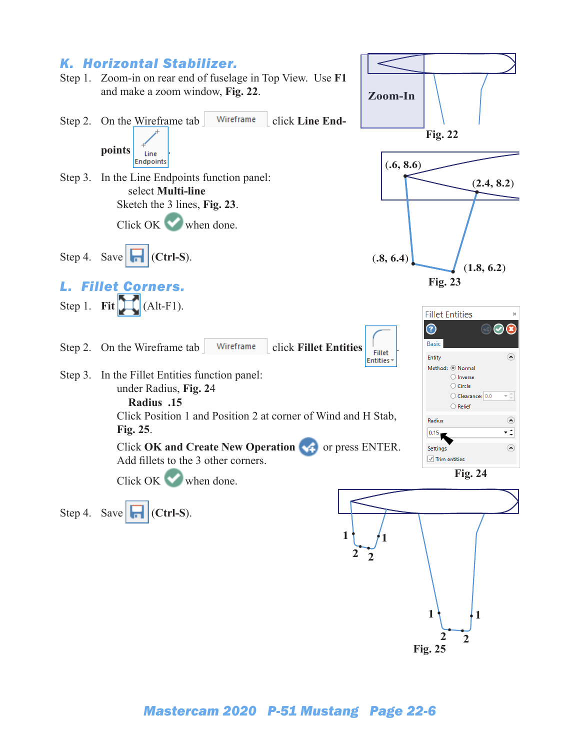## K. Horizontal Stabilizer.

Step 1. Zoom-in on rear end of fuselage in Top View. Use **F1** and make a zoom window, **Fig. 22**.

Zoom-In

**Fig. 22**

Step 2. On the Wireframe tab Wireframe click **Line Endpoints** Line Endpoints.

Step 3. In the Line Endpoints function panel:
select **Multi-line**
Sketch the 3 lines, **Fig. 23**.
Click OK when done.

(.6, 8.6) (2.4, 8.2) (.8, 6.4) (1.8, 6.2)

**Fig. 23**

Step 4. Save **(Ctrl-S)**.

## L. Fillet Corners.

Step 1. **Fit** (Alt-F1).

Step 2. On the Wireframe tab Wireframe click **Fillet Entities** Fillet Entities.

Step 3. In the Fillet Entities function panel:
under Radius, **Fig. 24**
**Radius .15**
Click Position 1 and Position 2 at corner of Wind and H Stab, **Fig. 25**.
Click **OK and Create New Operation** or press ENTER.
Add fillets to the 3 other corners.
Click OK when done.

Fillet Entities
Basic
Entity
Method: Normal, Inverse, Circle, Clearance: 0.0, Relief
Radius
0.15
Settings
Trim entities

**Fig. 24**

Step 4. Save **(Ctrl-S)**.

**Fig. 25**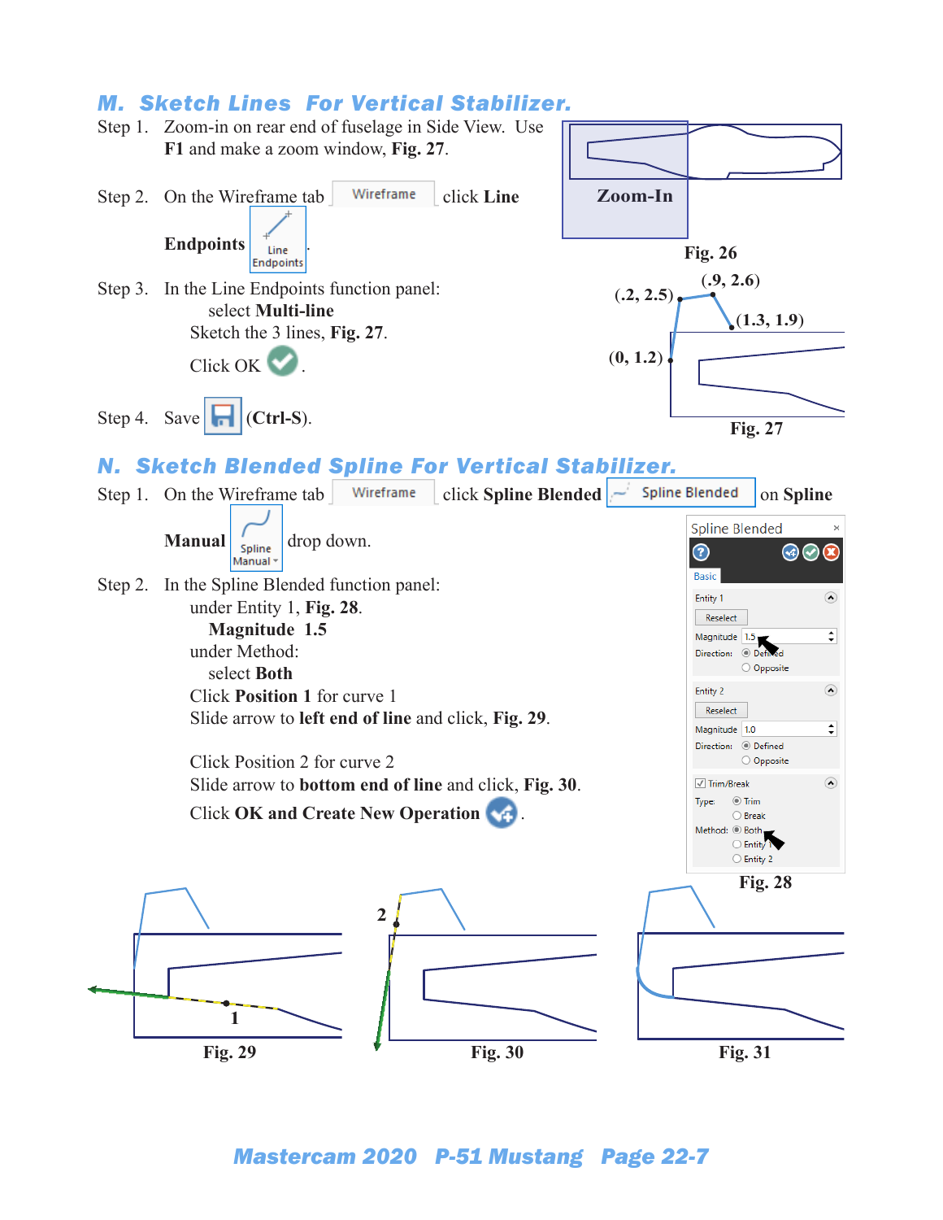## M. Sketch Lines For Vertical Stabilizer.

Step 1. Zoom-in on rear end of fuselage in Side View. Use **F1** and make a zoom window, **Fig. 27**.

Step 2. On the Wireframe tab click **Line Endpoints**.

Step 3. In the Line Endpoints function panel:
- select **Multi-line**
- Sketch the 3 lines, **Fig. 27**.
- Click OK.

Step 4. Save **(Ctrl-S)**.

Zoom-In

**Fig. 26**

(.2, 2.5) (.9, 2.6) (1.3, 1.9) (0, 1.2)

**Fig. 27**

## N. Sketch Blended Spline For Vertical Stabilizer.

Step 1. On the Wireframe tab click **Spline Blended** on **Spline Manual** drop down.

Step 2. In the Spline Blended function panel:
- under Entity 1, **Fig. 28**.
  - **Magnitude 1.5**
- under Method:
  - select **Both**
- Click **Position 1** for curve 1
- Slide arrow to **left end of line** and click, **Fig. 29**.
- Click Position 2 for curve 2
- Slide arrow to **bottom end of line** and click, **Fig. 30**.
- Click **OK and Create New Operation**.

Spline Blended
Basic
Entity 1
Reselect
Magnitude 1.5
Direction: Defined / Opposite
Entity 2
Reselect
Magnitude 1.0
Direction: Defined / Opposite
Trim/Break
Type: Trim / Break
Method: Both / Entity 1 / Entity 2

**Fig. 28**

1

**Fig. 29**

2

**Fig. 30**

**Fig. 31**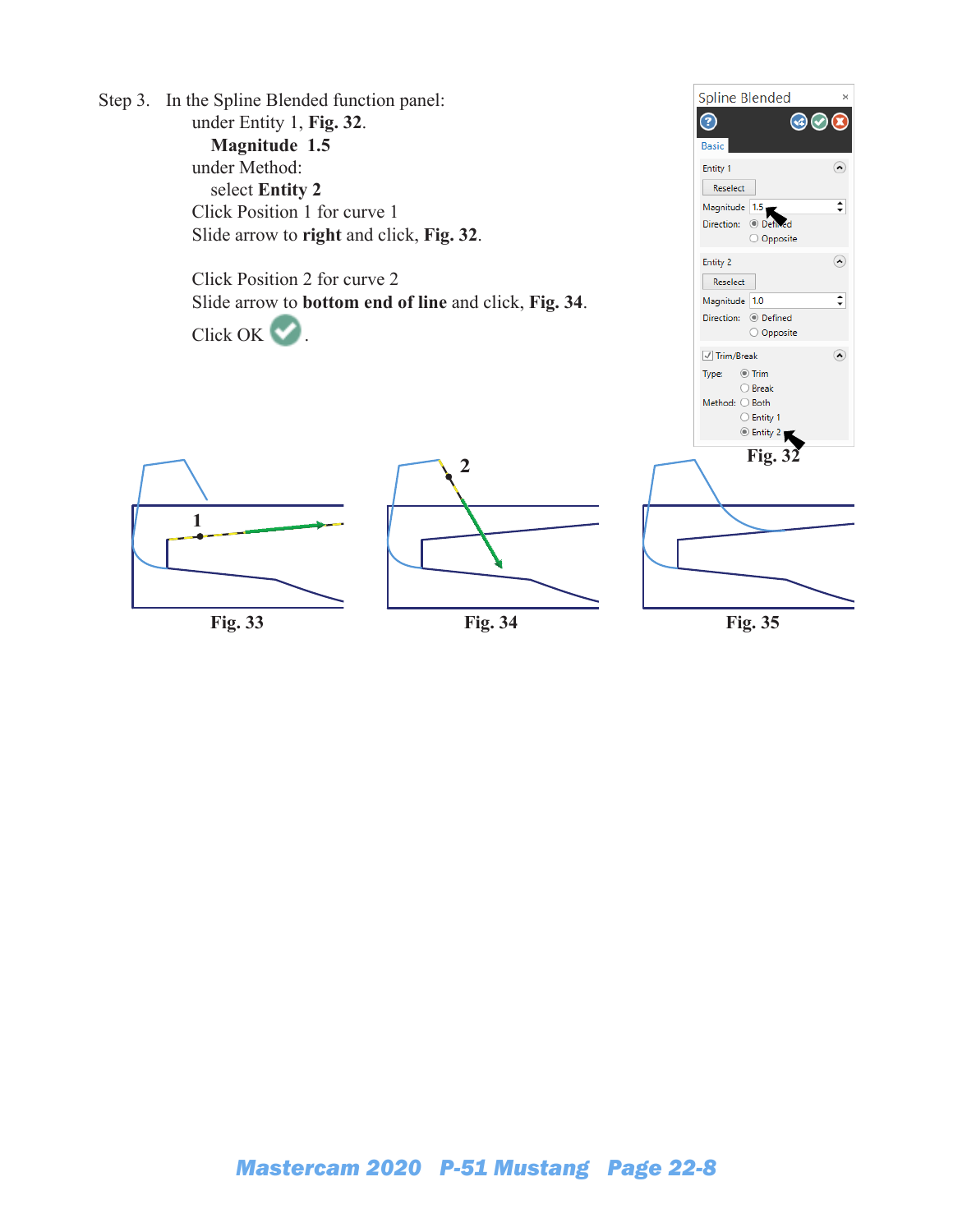Step 3. In the Spline Blended function panel:

under Entity 1, **Fig. 32**.

**Magnitude 1.5**

under Method:

select **Entity 2**

Click Position 1 for curve 1

Slide arrow to **right** and click, **Fig. 32**.

Click Position 2 for curve 2

Slide arrow to **bottom end of line** and click, **Fig. 34**.

Click OK .

Spline Blended

Basic

Entity 1

Reselect

Magnitude 1.5

Direction: Defined

Opposite

Entity 2

Reselect

Magnitude 1.0

Direction: Defined

Opposite

Trim/Break

Type: Trim

Break

Method: Both

Entity 1

Entity 2

**Fig. 32**

1

**Fig. 33**

2

**Fig. 34**

**Fig. 35**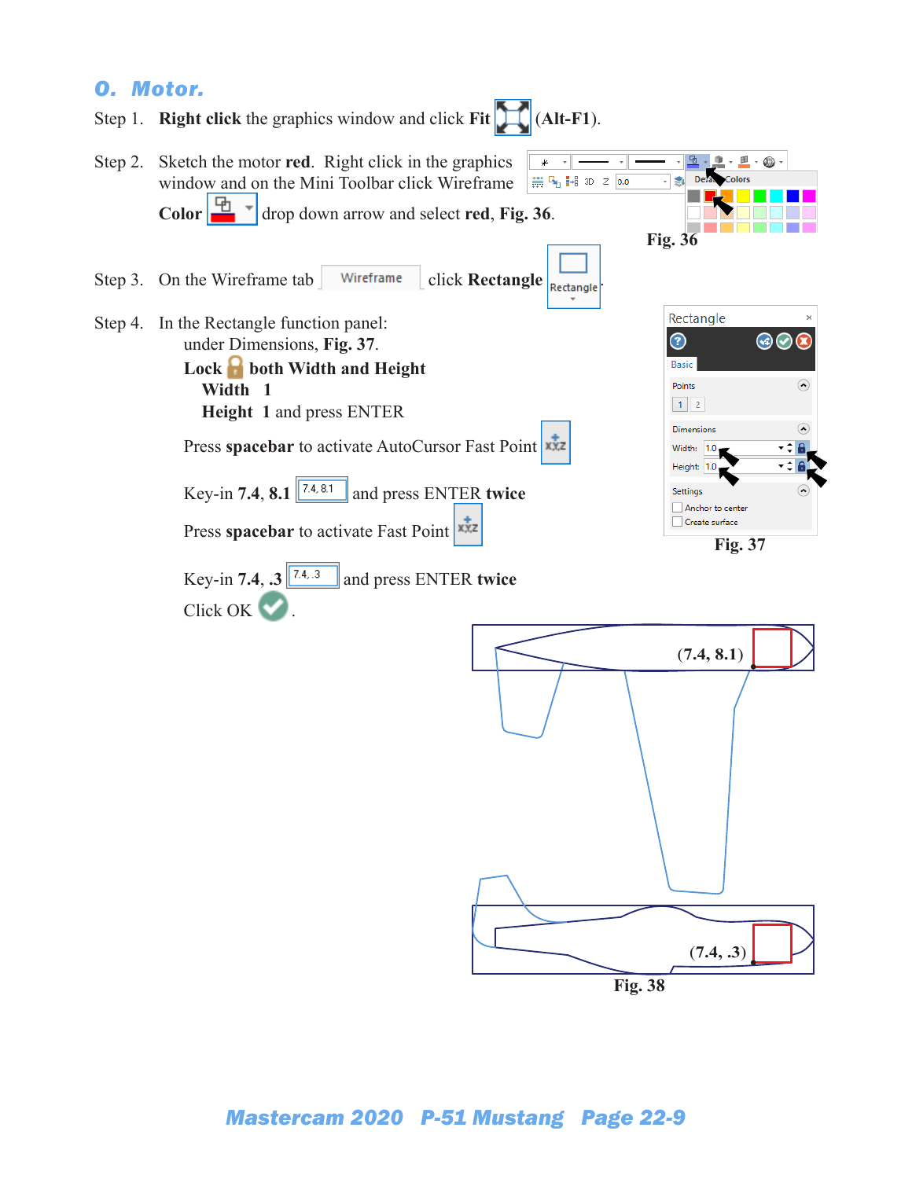## O. Motor.

Step 1. **Right click** the graphics window and click **Fit** (**Alt-F1**).

Step 2. Sketch the motor **red**. Right click in the graphics window and on the Mini Toolbar click Wireframe **Color** drop down arrow and select **red**, **Fig. 36**.

Fig. 36

Step 3. On the Wireframe tab Wireframe click **Rectangle** Rectangle.

Step 4. In the Rectangle function panel:

under Dimensions, **Fig. 37**.

**Lock both Width and Height**

**Width 1**

**Height 1** and press ENTER

Press **spacebar** to activate AutoCursor Fast Point

Key-in **7.4**, **8.1** 7.4, 8.1 and press ENTER **twice**

Press **spacebar** to activate Fast Point

Key-in **7.4**, **.3** 7.4, .3 and press ENTER **twice**

Click OK.

Fig. 37

(7.4, 8.1)

(7.4, .3)

Fig. 38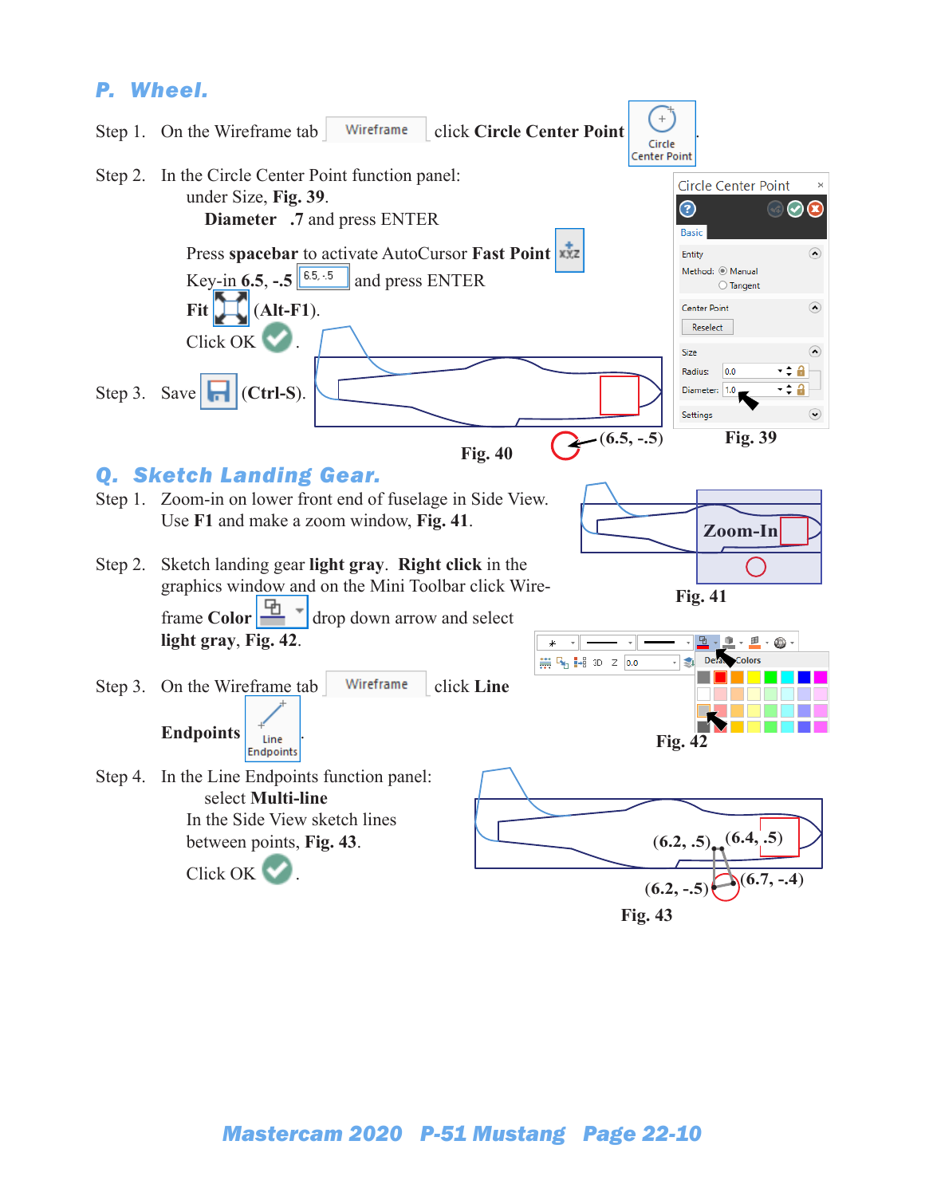## P. Wheel.

Step 1. On the Wireframe tab Wireframe click **Circle Center Point** Circle Center Point.

Step 2. In the Circle Center Point function panel:
under Size, **Fig. 39**.
**Diameter** .7 and press ENTER

Press **spacebar** to activate AutoCursor **Fast Point**
Key-in **6.5, -.5** 6.5, -.5 and press ENTER
**Fit** **(Alt-F1)**.
Click OK .

Step 3. Save **(Ctrl-S)**.

Fig. 40

Fig. 39

## Q. Sketch Landing Gear.

Step 1. Zoom-in on lower front end of fuselage in Side View. Use **F1** and make a zoom window, **Fig. 41**.

Fig. 41

Step 2. Sketch landing gear **light gray**. **Right click** in the graphics window and on the Mini Toolbar click Wireframe **Color** drop down arrow and select **light gray**, **Fig. 42**.

Fig. 42

Step 3. On the Wireframe tab Wireframe click **Line Endpoints** Line Endpoints.

Step 4. In the Line Endpoints function panel:
select **Multi-line**
In the Side View sketch lines between points, **Fig. 43**.
Click OK .

Fig. 43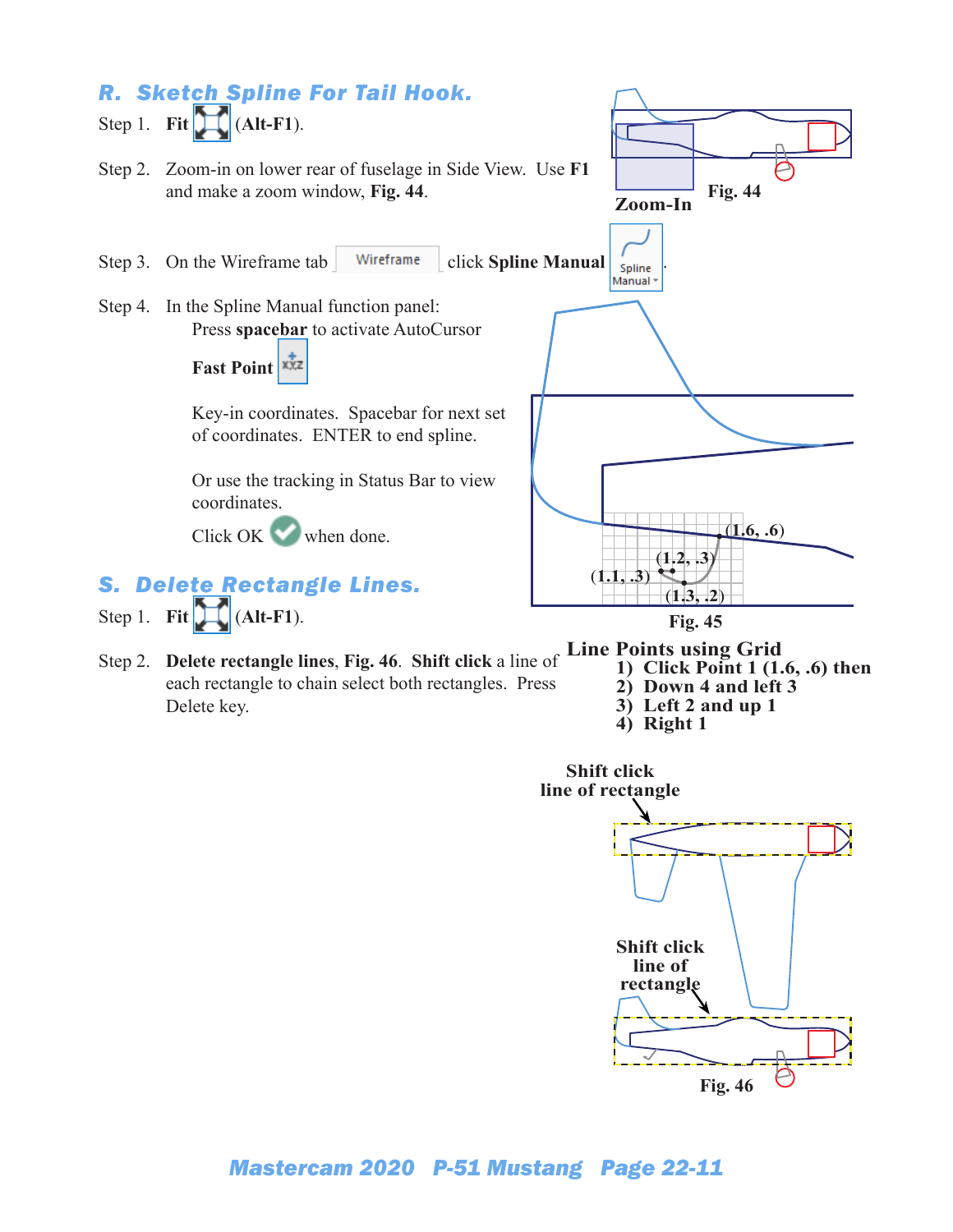## R. Sketch Spline For Tail Hook.

Step 1. **Fit** (**Alt-F1**).

Step 2. Zoom-in on lower rear of fuselage in Side View. Use **F1** and make a zoom window, **Fig. 44**.

Zoom-In

Fig. 44

Step 3. On the Wireframe tab Wireframe click **Spline Manual** Spline Manual.

Step 4. In the Spline Manual function panel:

Press **spacebar** to activate AutoCursor

**Fast Point**

Key-in coordinates. Spacebar for next set of coordinates. ENTER to end spline.

Or use the tracking in Status Bar to view coordinates.

Click OK when done.

(1.6, .6)

(1.2, .3)

(1.1, .3)

(1.3, .2)

Fig. 45

**Line Points using Grid**

1) Click Point 1 (1.6, .6) then
2) Down 4 and left 3
3) Left 2 and up 1
4) Right 1

## S. Delete Rectangle Lines.

Step 1. **Fit** (**Alt-F1**).

Step 2. **Delete rectangle lines**, **Fig. 46**. **Shift click** a line of each rectangle to chain select both rectangles. Press Delete key.

Shift click line of rectangle

Shift click line of rectangle

Fig. 46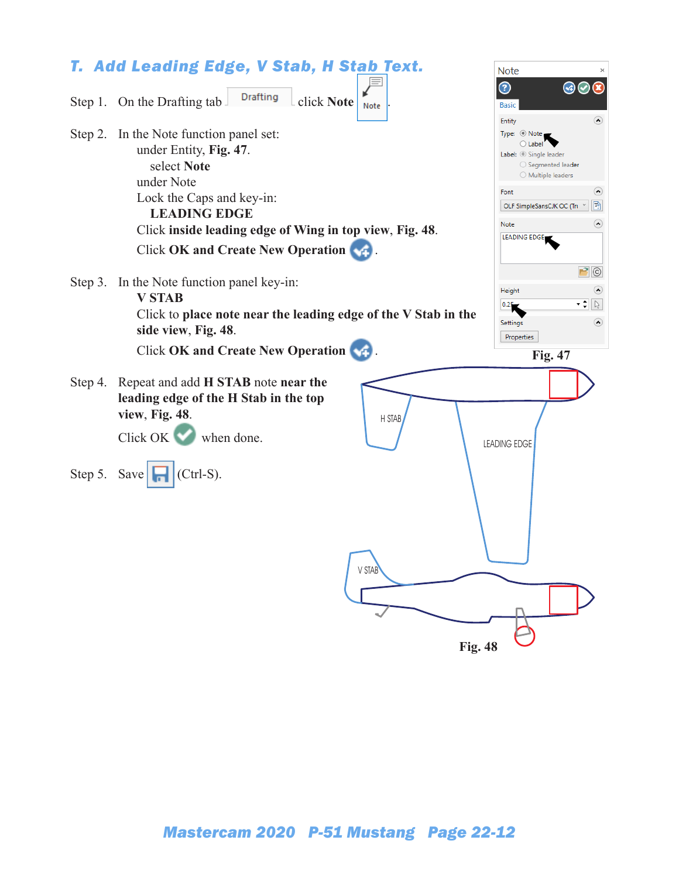## T. Add Leading Edge, V Stab, H Stab Text.

Step 1. On the Drafting tab Drafting click **Note** Note.

Step 2. In the Note function panel set:
under Entity, **Fig. 47**.
select **Note**
under Note
Lock the Caps and key-in:
**LEADING EDGE**
Click **inside leading edge of Wing in top view**, **Fig. 48**.
Click **OK and Create New Operation** .

Step 3. In the Note function panel key-in:
**V STAB**
Click to **place note near the leading edge of the V Stab in the side view**, **Fig. 48**.
Click **OK and Create New Operation** .

Step 4. Repeat and add **H STAB** note **near the leading edge of the H Stab in the top view**, **Fig. 48**.
Click OK when done.

Step 5. Save (Ctrl-S).

Note
Basic
Entity
Type: Note
Label
Label: Single leader
Segmented leader
Multiple leaders
Font
OLF SimpleSansCJK OC (Tr
Note
LEADING EDGE
Height
0.25
Settings
Properties

**Fig. 47**

H STAB
LEADING EDGE
V STAB

**Fig. 48**